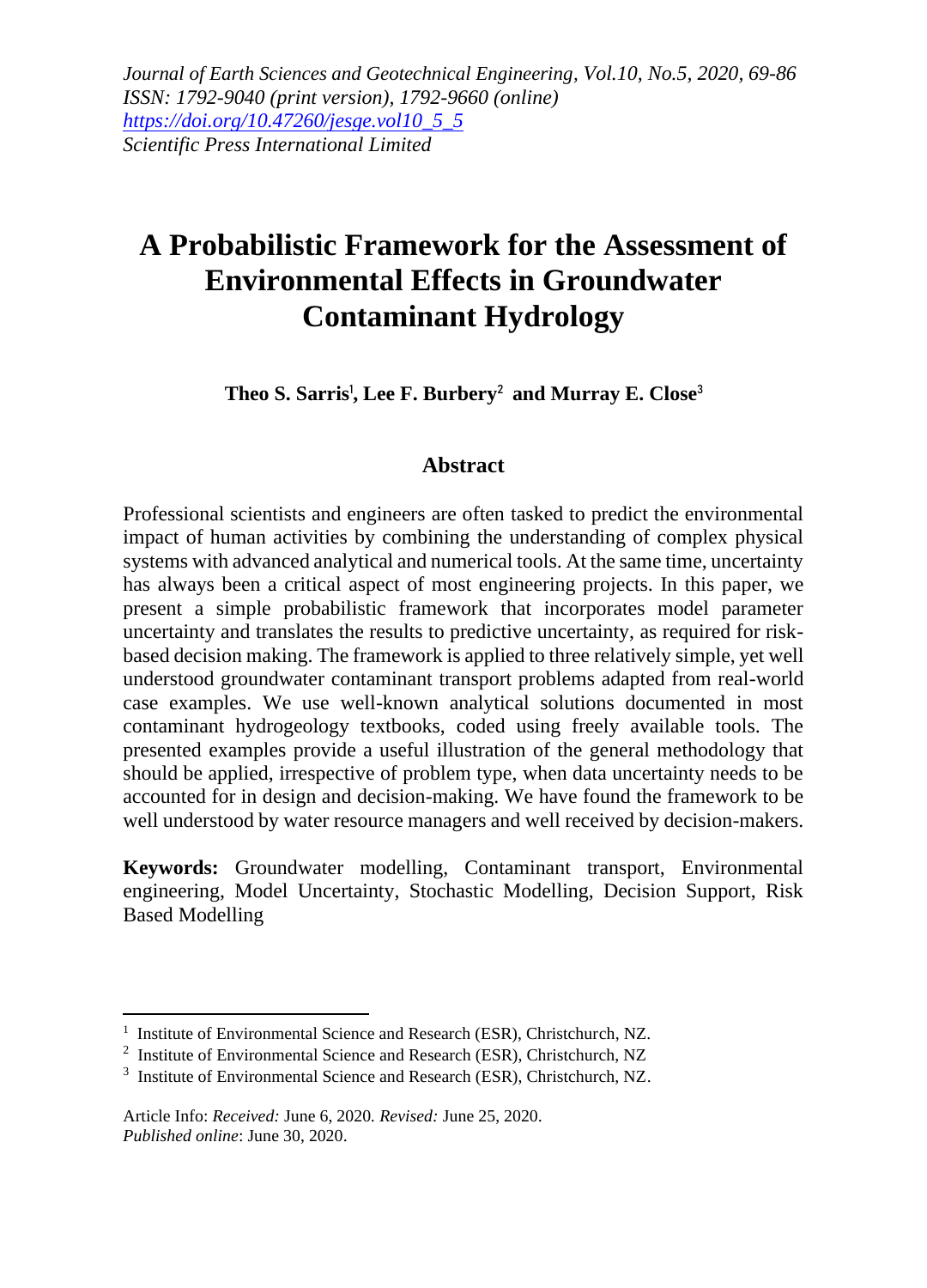*Journal of Earth Sciences and Geotechnical Engineering, Vol.10, No.5, 2020, 69-86*
*ISSN: 1792-9040 (print version), 1792-9660 (online)*
*https://doi.org/10.47260/jesge.vol10_5_5*
*Scientific Press International Limited*

# A Probabilistic Framework for the Assessment of Environmental Effects in Groundwater Contaminant Hydrology

**Theo S. Sarris[1], Lee F. Burbery[2] and Murray E. Close[3]**

## Abstract

Professional scientists and engineers are often tasked to predict the environmental impact of human activities by combining the understanding of complex physical systems with advanced analytical and numerical tools. At the same time, uncertainty has always been a critical aspect of most engineering projects. In this paper, we present a simple probabilistic framework that incorporates model parameter uncertainty and translates the results to predictive uncertainty, as required for risk-based decision making. The framework is applied to three relatively simple, yet well understood groundwater contaminant transport problems adapted from real-world case examples. We use well-known analytical solutions documented in most contaminant hydrogeology textbooks, coded using freely available tools. The presented examples provide a useful illustration of the general methodology that should be applied, irrespective of problem type, when data uncertainty needs to be accounted for in design and decision-making. We have found the framework to be well understood by water resource managers and well received by decision-makers.

**Keywords:** Groundwater modelling, Contaminant transport, Environmental engineering, Model Uncertainty, Stochastic Modelling, Decision Support, Risk Based Modelling

---

[1] Institute of Environmental Science and Research (ESR), Christchurch, NZ.

[2] Institute of Environmental Science and Research (ESR), Christchurch, NZ

[3] Institute of Environmental Science and Research (ESR), Christchurch, NZ.

Article Info: *Received:* June 6, 2020. *Revised:* June 25, 2020.
*Published online*: June 30, 2020.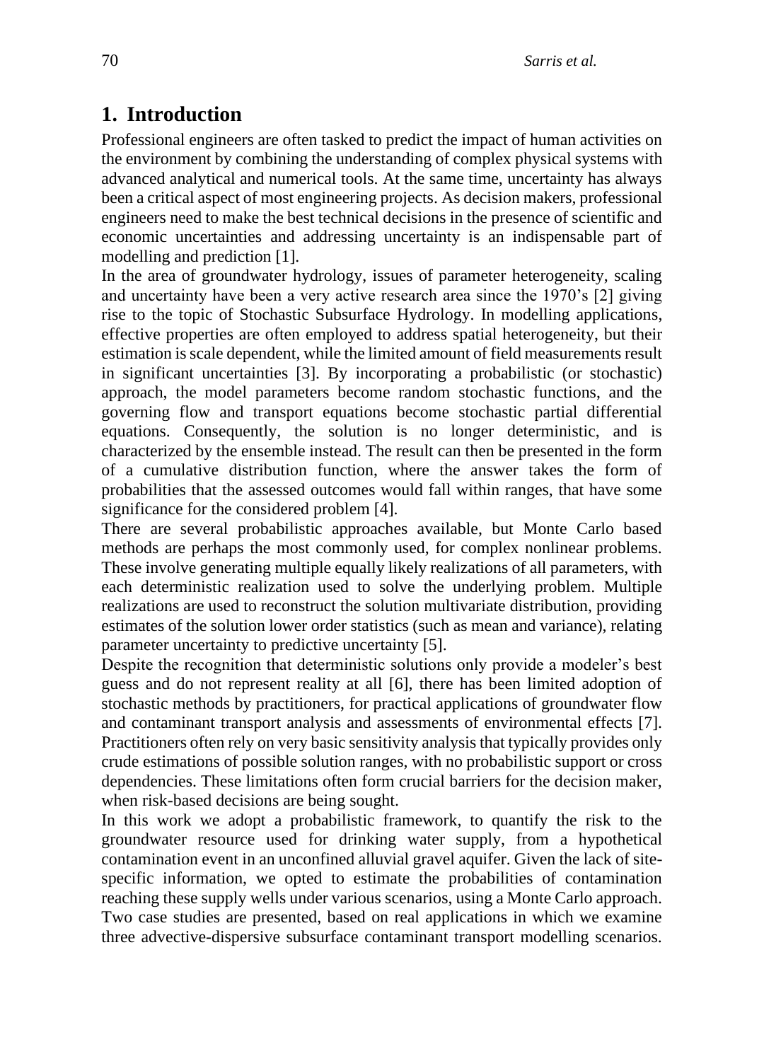## 1. Introduction

Professional engineers are often tasked to predict the impact of human activities on the environment by combining the understanding of complex physical systems with advanced analytical and numerical tools. At the same time, uncertainty has always been a critical aspect of most engineering projects. As decision makers, professional engineers need to make the best technical decisions in the presence of scientific and economic uncertainties and addressing uncertainty is an indispensable part of modelling and prediction [1].

In the area of groundwater hydrology, issues of parameter heterogeneity, scaling and uncertainty have been a very active research area since the 1970's [2] giving rise to the topic of Stochastic Subsurface Hydrology. In modelling applications, effective properties are often employed to address spatial heterogeneity, but their estimation is scale dependent, while the limited amount of field measurements result in significant uncertainties [3]. By incorporating a probabilistic (or stochastic) approach, the model parameters become random stochastic functions, and the governing flow and transport equations become stochastic partial differential equations. Consequently, the solution is no longer deterministic, and is characterized by the ensemble instead. The result can then be presented in the form of a cumulative distribution function, where the answer takes the form of probabilities that the assessed outcomes would fall within ranges, that have some significance for the considered problem [4].

There are several probabilistic approaches available, but Monte Carlo based methods are perhaps the most commonly used, for complex nonlinear problems. These involve generating multiple equally likely realizations of all parameters, with each deterministic realization used to solve the underlying problem. Multiple realizations are used to reconstruct the solution multivariate distribution, providing estimates of the solution lower order statistics (such as mean and variance), relating parameter uncertainty to predictive uncertainty [5].

Despite the recognition that deterministic solutions only provide a modeler's best guess and do not represent reality at all [6], there has been limited adoption of stochastic methods by practitioners, for practical applications of groundwater flow and contaminant transport analysis and assessments of environmental effects [7]. Practitioners often rely on very basic sensitivity analysis that typically provides only crude estimations of possible solution ranges, with no probabilistic support or cross dependencies. These limitations often form crucial barriers for the decision maker, when risk-based decisions are being sought.

In this work we adopt a probabilistic framework, to quantify the risk to the groundwater resource used for drinking water supply, from a hypothetical contamination event in an unconfined alluvial gravel aquifer. Given the lack of site-specific information, we opted to estimate the probabilities of contamination reaching these supply wells under various scenarios, using a Monte Carlo approach. Two case studies are presented, based on real applications in which we examine three advective-dispersive subsurface contaminant transport modelling scenarios.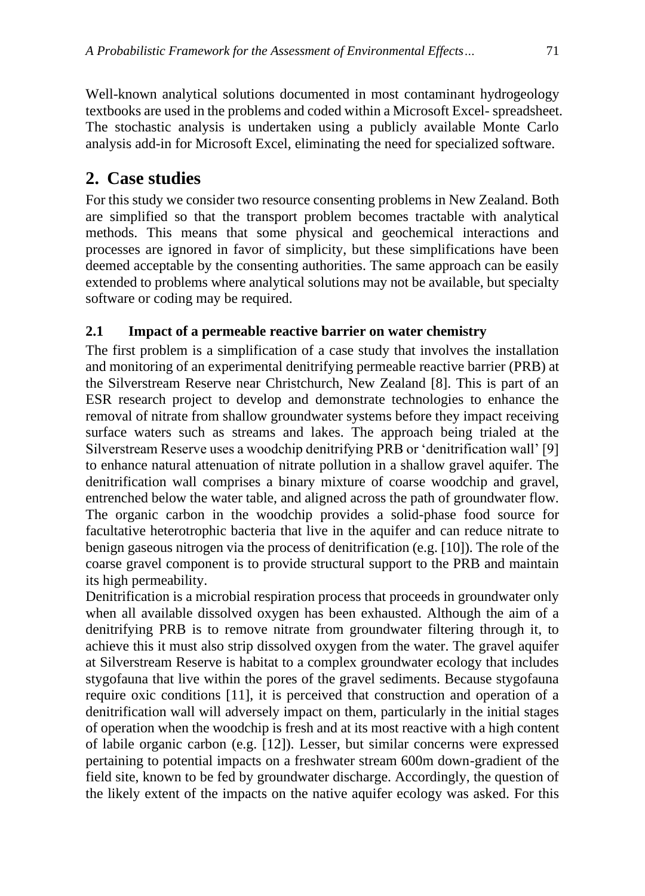Well-known analytical solutions documented in most contaminant hydrogeology textbooks are used in the problems and coded within a Microsoft Excel- spreadsheet. The stochastic analysis is undertaken using a publicly available Monte Carlo analysis add-in for Microsoft Excel, eliminating the need for specialized software.

## 2. Case studies

For this study we consider two resource consenting problems in New Zealand. Both are simplified so that the transport problem becomes tractable with analytical methods. This means that some physical and geochemical interactions and processes are ignored in favor of simplicity, but these simplifications have been deemed acceptable by the consenting authorities. The same approach can be easily extended to problems where analytical solutions may not be available, but specialty software or coding may be required.

### 2.1 Impact of a permeable reactive barrier on water chemistry

The first problem is a simplification of a case study that involves the installation and monitoring of an experimental denitrifying permeable reactive barrier (PRB) at the Silverstream Reserve near Christchurch, New Zealand [8]. This is part of an ESR research project to develop and demonstrate technologies to enhance the removal of nitrate from shallow groundwater systems before they impact receiving surface waters such as streams and lakes. The approach being trialed at the Silverstream Reserve uses a woodchip denitrifying PRB or 'denitrification wall' [9] to enhance natural attenuation of nitrate pollution in a shallow gravel aquifer. The denitrification wall comprises a binary mixture of coarse woodchip and gravel, entrenched below the water table, and aligned across the path of groundwater flow. The organic carbon in the woodchip provides a solid-phase food source for facultative heterotrophic bacteria that live in the aquifer and can reduce nitrate to benign gaseous nitrogen via the process of denitrification (e.g. [10]). The role of the coarse gravel component is to provide structural support to the PRB and maintain its high permeability.

Denitrification is a microbial respiration process that proceeds in groundwater only when all available dissolved oxygen has been exhausted. Although the aim of a denitrifying PRB is to remove nitrate from groundwater filtering through it, to achieve this it must also strip dissolved oxygen from the water. The gravel aquifer at Silverstream Reserve is habitat to a complex groundwater ecology that includes stygofauna that live within the pores of the gravel sediments. Because stygofauna require oxic conditions [11], it is perceived that construction and operation of a denitrification wall will adversely impact on them, particularly in the initial stages of operation when the woodchip is fresh and at its most reactive with a high content of labile organic carbon (e.g. [12]). Lesser, but similar concerns were expressed pertaining to potential impacts on a freshwater stream 600m down-gradient of the field site, known to be fed by groundwater discharge. Accordingly, the question of the likely extent of the impacts on the native aquifer ecology was asked. For this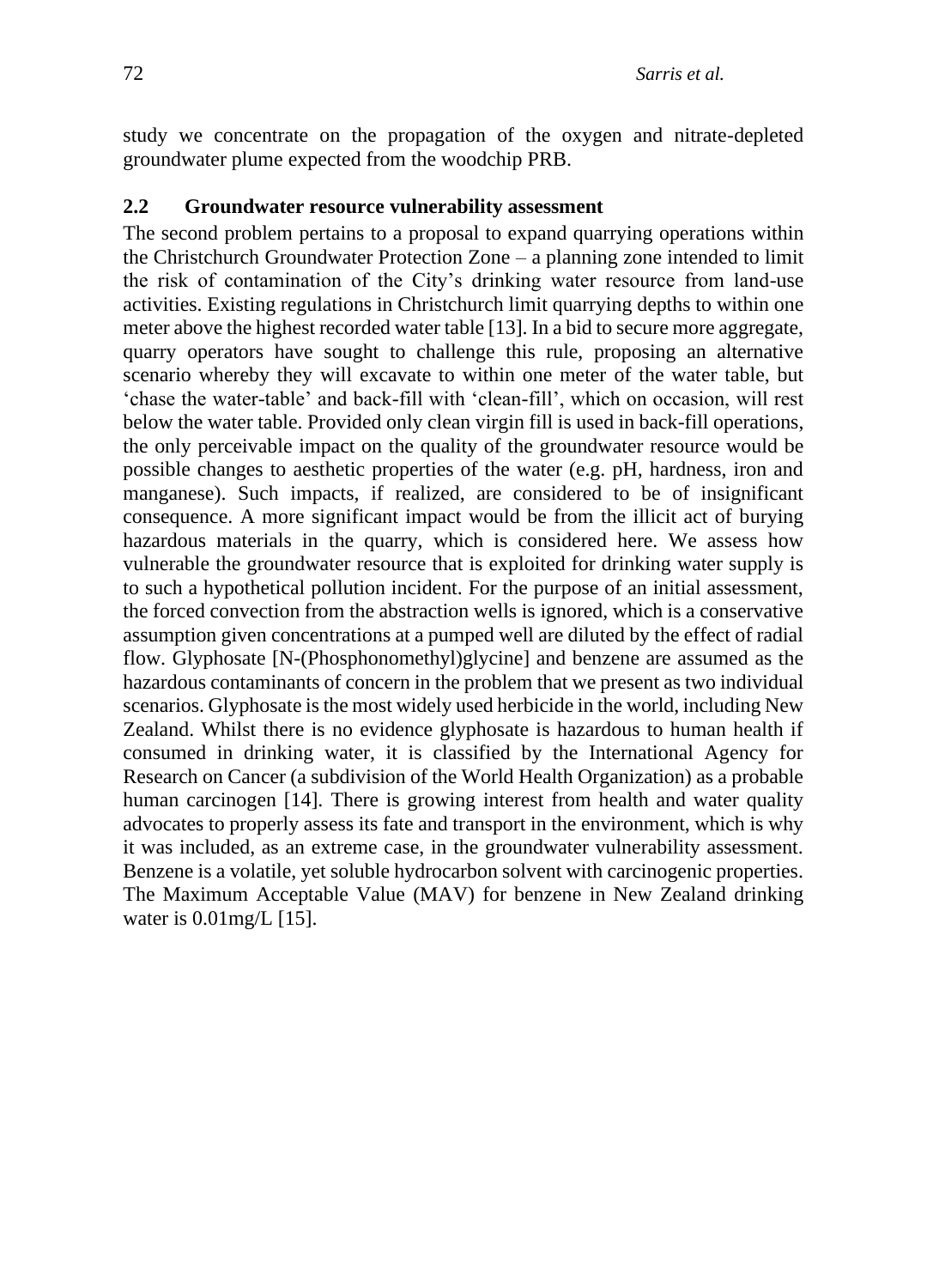study we concentrate on the propagation of the oxygen and nitrate-depleted groundwater plume expected from the woodchip PRB.

## 2.2 Groundwater resource vulnerability assessment

The second problem pertains to a proposal to expand quarrying operations within the Christchurch Groundwater Protection Zone – a planning zone intended to limit the risk of contamination of the City's drinking water resource from land-use activities. Existing regulations in Christchurch limit quarrying depths to within one meter above the highest recorded water table [13]. In a bid to secure more aggregate, quarry operators have sought to challenge this rule, proposing an alternative scenario whereby they will excavate to within one meter of the water table, but 'chase the water-table' and back-fill with 'clean-fill', which on occasion, will rest below the water table. Provided only clean virgin fill is used in back-fill operations, the only perceivable impact on the quality of the groundwater resource would be possible changes to aesthetic properties of the water (e.g. pH, hardness, iron and manganese). Such impacts, if realized, are considered to be of insignificant consequence. A more significant impact would be from the illicit act of burying hazardous materials in the quarry, which is considered here. We assess how vulnerable the groundwater resource that is exploited for drinking water supply is to such a hypothetical pollution incident. For the purpose of an initial assessment, the forced convection from the abstraction wells is ignored, which is a conservative assumption given concentrations at a pumped well are diluted by the effect of radial flow. Glyphosate [N-(Phosphonomethyl)glycine] and benzene are assumed as the hazardous contaminants of concern in the problem that we present as two individual scenarios. Glyphosate is the most widely used herbicide in the world, including New Zealand. Whilst there is no evidence glyphosate is hazardous to human health if consumed in drinking water, it is classified by the International Agency for Research on Cancer (a subdivision of the World Health Organization) as a probable human carcinogen [14]. There is growing interest from health and water quality advocates to properly assess its fate and transport in the environment, which is why it was included, as an extreme case, in the groundwater vulnerability assessment. Benzene is a volatile, yet soluble hydrocarbon solvent with carcinogenic properties. The Maximum Acceptable Value (MAV) for benzene in New Zealand drinking water is 0.01mg/L [15].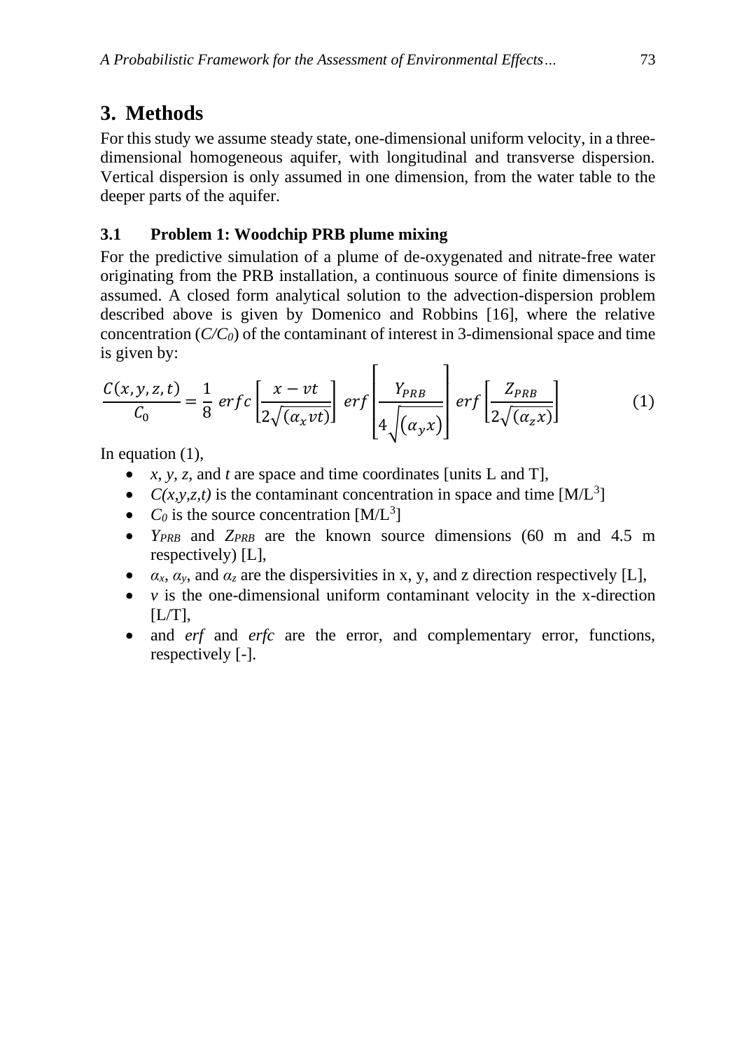## 3. Methods

For this study we assume steady state, one-dimensional uniform velocity, in a three-dimensional homogeneous aquifer, with longitudinal and transverse dispersion. Vertical dispersion is only assumed in one dimension, from the water table to the deeper parts of the aquifer.

### 3.1 Problem 1: Woodchip PRB plume mixing

For the predictive simulation of a plume of de-oxygenated and nitrate-free water originating from the PRB installation, a continuous source of finite dimensions is assumed. A closed form analytical solution to the advection-dispersion problem described above is given by Domenico and Robbins [16], where the relative concentration ($C/C_0$) of the contaminant of interest in 3-dimensional space and time is given by:

$$\frac{C(x,y,z,t)}{C_0} = \frac{1}{8}\, erfc\left[\frac{x - vt}{2\sqrt{(\alpha_x vt)}}\right]\, erf\left[\frac{Y_{PRB}}{4\sqrt{(\alpha_y x)}}\right]\, erf\left[\frac{Z_{PRB}}{2\sqrt{(\alpha_z x)}}\right] \tag{1}$$

In equation (1),

- $x$, $y$, $z$, and $t$ are space and time coordinates [units L and T],
- $C(x,y,z,t)$ is the contaminant concentration in space and time [$M/L^3$]
- $C_0$ is the source concentration [$M/L^3$]
- $Y_{PRB}$ and $Z_{PRB}$ are the known source dimensions (60 m and 4.5 m respectively) [L],
- $\alpha_x$, $\alpha_y$, and $\alpha_z$ are the dispersivities in x, y, and z direction respectively [L],
- $v$ is the one-dimensional uniform contaminant velocity in the x-direction [L/T],
- and *erf* and *erfc* are the error, and complementary error, functions, respectively [-].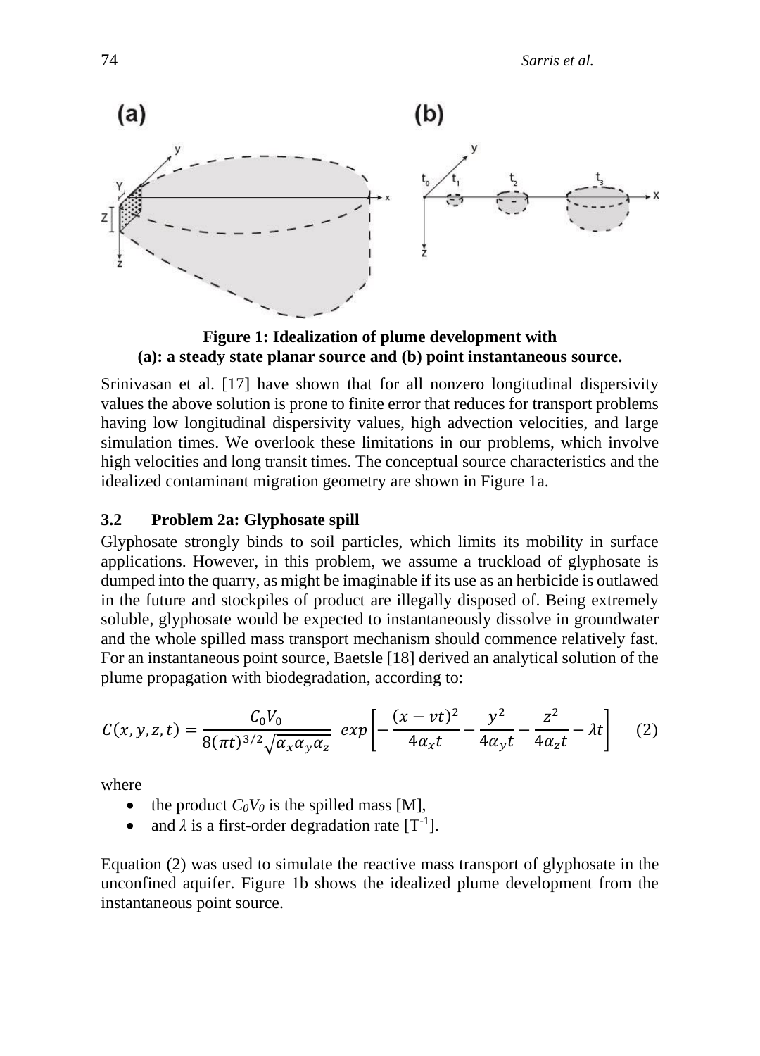**Figure 1: Idealization of plume development with (a): a steady state planar source and (b) point instantaneous source.**

Srinivasan et al. [17] have shown that for all nonzero longitudinal dispersivity values the above solution is prone to finite error that reduces for transport problems having low longitudinal dispersivity values, high advection velocities, and large simulation times. We overlook these limitations in our problems, which involve high velocities and long transit times. The conceptual source characteristics and the idealized contaminant migration geometry are shown in Figure 1a.

### 3.2 Problem 2a: Glyphosate spill

Glyphosate strongly binds to soil particles, which limits its mobility in surface applications. However, in this problem, we assume a truckload of glyphosate is dumped into the quarry, as might be imaginable if its use as an herbicide is outlawed in the future and stockpiles of product are illegally disposed of. Being extremely soluble, glyphosate would be expected to instantaneously dissolve in groundwater and the whole spilled mass transport mechanism should commence relatively fast. For an instantaneous point source, Baetsle [18] derived an analytical solution of the plume propagation with biodegradation, according to:

$$C(x,y,z,t) = \frac{C_0 V_0}{8(\pi t)^{3/2}\sqrt{\alpha_x \alpha_y \alpha_z}} \; exp\left[-\frac{(x-vt)^2}{4\alpha_x t} - \frac{y^2}{4\alpha_y t} - \frac{z^2}{4\alpha_z t} - \lambda t\right] \quad (2)$$

where

- the product $C_0V_0$ is the spilled mass [M],
- and $\lambda$ is a first-order degradation rate [$T^{-1}$].

Equation (2) was used to simulate the reactive mass transport of glyphosate in the unconfined aquifer. Figure 1b shows the idealized plume development from the instantaneous point source.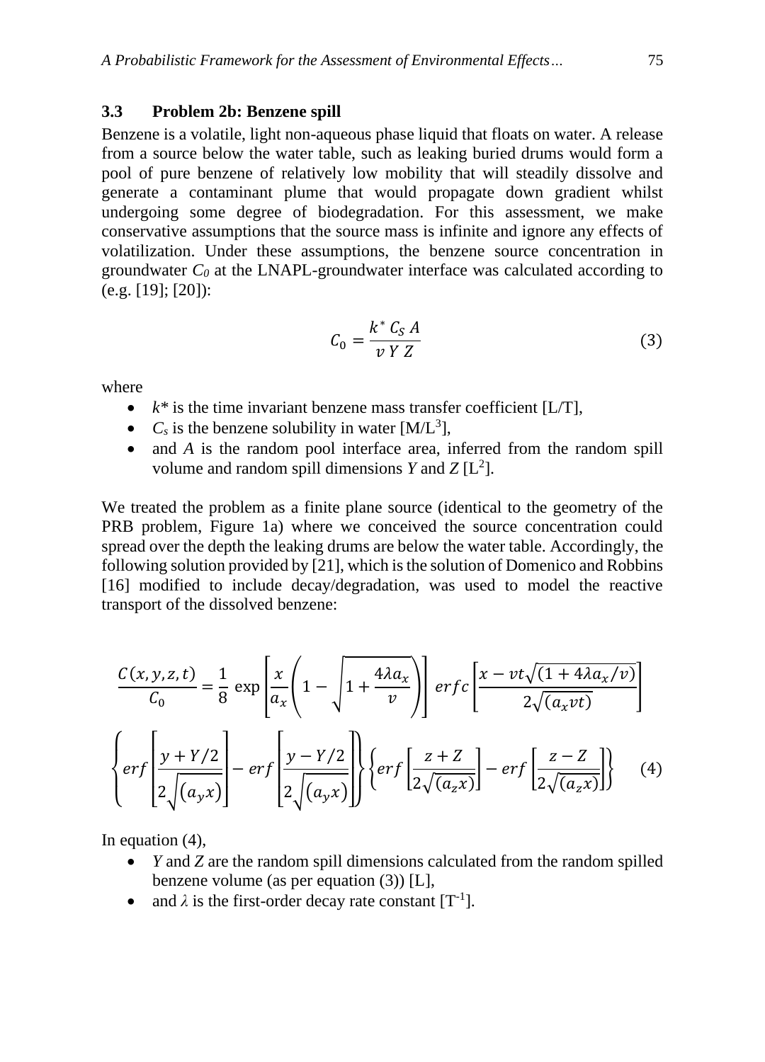### 3.3 Problem 2b: Benzene spill

Benzene is a volatile, light non-aqueous phase liquid that floats on water. A release from a source below the water table, such as leaking buried drums would form a pool of pure benzene of relatively low mobility that will steadily dissolve and generate a contaminant plume that would propagate down gradient whilst undergoing some degree of biodegradation. For this assessment, we make conservative assumptions that the source mass is infinite and ignore any effects of volatilization. Under these assumptions, the benzene source concentration in groundwater $C_0$ at the LNAPL-groundwater interface was calculated according to (e.g. [19]; [20]):

$$C_0 = \frac{k^* \, C_S \, A}{v \, Y \, Z} \tag{3}$$

where

- $k^*$ is the time invariant benzene mass transfer coefficient [L/T],
- $C_s$ is the benzene solubility in water [M/L$^3$],
- and $A$ is the random pool interface area, inferred from the random spill volume and random spill dimensions $Y$ and $Z$ [L$^2$].

We treated the problem as a finite plane source (identical to the geometry of the PRB problem, Figure 1a) where we conceived the source concentration could spread over the depth the leaking drums are below the water table. Accordingly, the following solution provided by [21], which is the solution of Domenico and Robbins [16] modified to include decay/degradation, was used to model the reactive transport of the dissolved benzene:

$$\frac{C(x,y,z,t)}{C_0} = \frac{1}{8} \exp\left[\frac{x}{a_x}\left(1 - \sqrt{1 + \frac{4\lambda a_x}{v}}\right)\right] erfc\left[\frac{x - vt\sqrt{(1 + 4\lambda a_x/v)}}{2\sqrt{(a_x vt)}}\right]$$
$$\left\{erf\left[\frac{y + Y/2}{2\sqrt{(a_y x)}}\right] - erf\left[\frac{y - Y/2}{2\sqrt{(a_y x)}}\right]\right\}\left\{erf\left[\frac{z + Z}{2\sqrt{(a_z x)}}\right] - erf\left[\frac{z - Z}{2\sqrt{(a_z x)}}\right]\right\} \tag{4}$$

In equation (4),

- $Y$ and $Z$ are the random spill dimensions calculated from the random spilled benzene volume (as per equation (3)) [L],
- and $\lambda$ is the first-order decay rate constant [T$^{-1}$].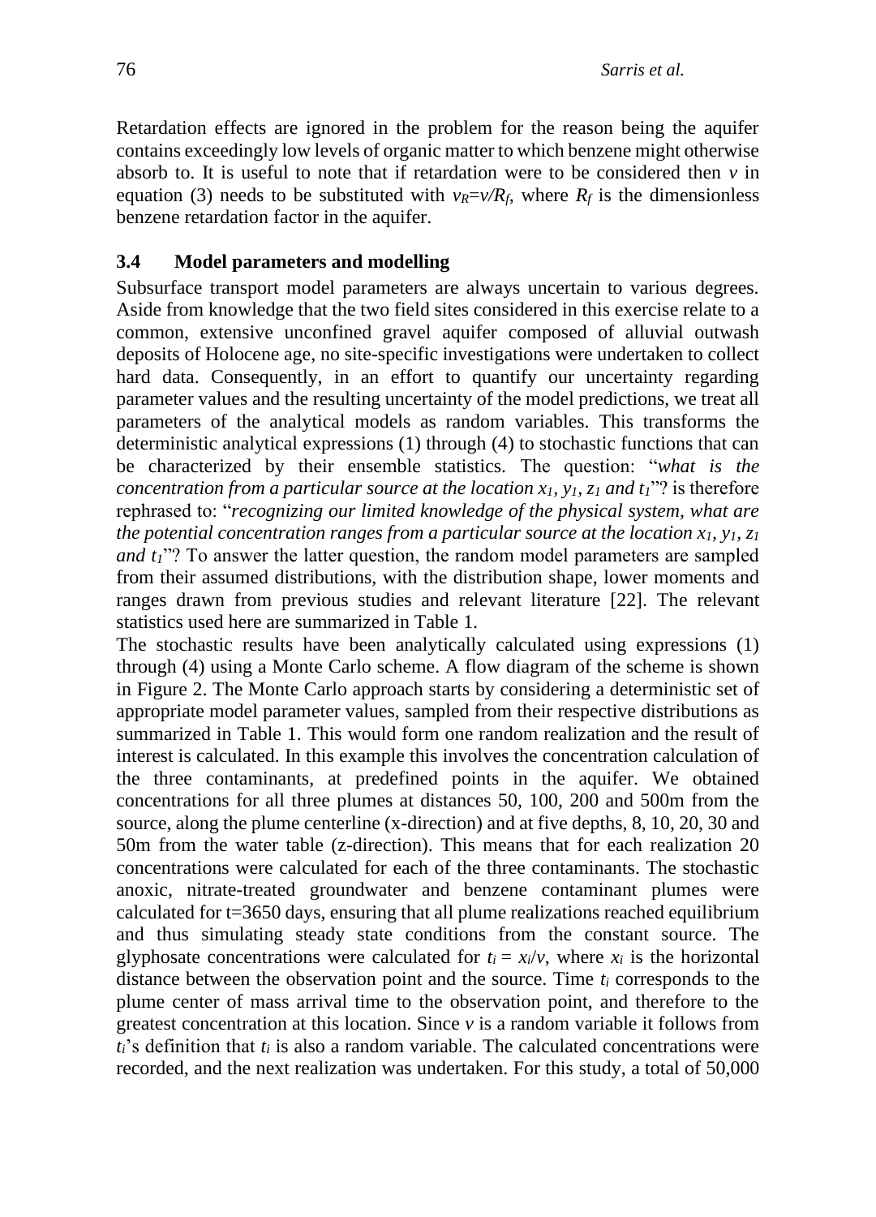Retardation effects are ignored in the problem for the reason being the aquifer contains exceedingly low levels of organic matter to which benzene might otherwise absorb to. It is useful to note that if retardation were to be considered then $v$ in equation (3) needs to be substituted with $v_R = v/R_f$, where $R_f$ is the dimensionless benzene retardation factor in the aquifer.

### 3.4 Model parameters and modelling

Subsurface transport model parameters are always uncertain to various degrees. Aside from knowledge that the two field sites considered in this exercise relate to a common, extensive unconfined gravel aquifer composed of alluvial outwash deposits of Holocene age, no site-specific investigations were undertaken to collect hard data. Consequently, in an effort to quantify our uncertainty regarding parameter values and the resulting uncertainty of the model predictions, we treat all parameters of the analytical models as random variables. This transforms the deterministic analytical expressions (1) through (4) to stochastic functions that can be characterized by their ensemble statistics. The question: "*what is the concentration from a particular source at the location $x_1$, $y_1$, $z_1$ and $t_1$*"? is therefore rephrased to: "*recognizing our limited knowledge of the physical system, what are the potential concentration ranges from a particular source at the location $x_1$, $y_1$, $z_1$ and $t_1$*"? To answer the latter question, the random model parameters are sampled from their assumed distributions, with the distribution shape, lower moments and ranges drawn from previous studies and relevant literature [22]. The relevant statistics used here are summarized in Table 1.

The stochastic results have been analytically calculated using expressions (1) through (4) using a Monte Carlo scheme. A flow diagram of the scheme is shown in Figure 2. The Monte Carlo approach starts by considering a deterministic set of appropriate model parameter values, sampled from their respective distributions as summarized in Table 1. This would form one random realization and the result of interest is calculated. In this example this involves the concentration calculation of the three contaminants, at predefined points in the aquifer. We obtained concentrations for all three plumes at distances 50, 100, 200 and 500m from the source, along the plume centerline (x-direction) and at five depths, 8, 10, 20, 30 and 50m from the water table (z-direction). This means that for each realization 20 concentrations were calculated for each of the three contaminants. The stochastic anoxic, nitrate-treated groundwater and benzene contaminant plumes were calculated for t=3650 days, ensuring that all plume realizations reached equilibrium and thus simulating steady state conditions from the constant source. The glyphosate concentrations were calculated for $t_i = x_i/v$, where $x_i$ is the horizontal distance between the observation point and the source. Time $t_i$ corresponds to the plume center of mass arrival time to the observation point, and therefore to the greatest concentration at this location. Since $v$ is a random variable it follows from $t_i$'s definition that $t_i$ is also a random variable. The calculated concentrations were recorded, and the next realization was undertaken. For this study, a total of 50,000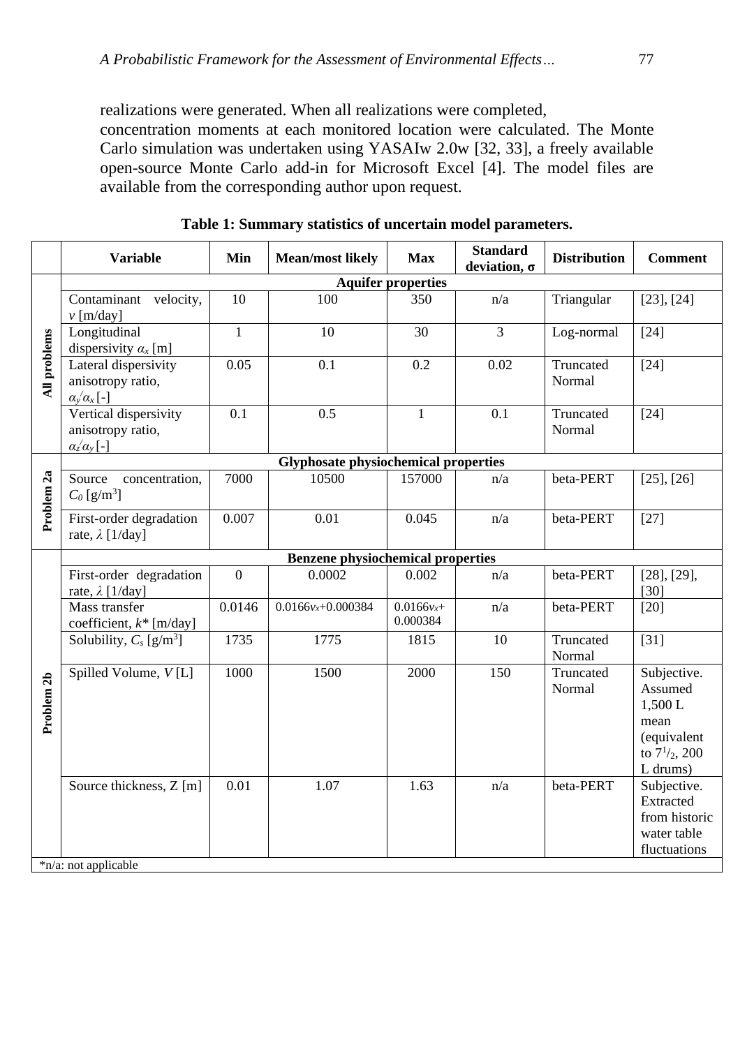realizations were generated. When all realizations were completed, concentration moments at each monitored location were calculated. The Monte Carlo simulation was undertaken using YASAIw 2.0w [32, 33], a freely available open-source Monte Carlo add-in for Microsoft Excel [4]. The model files are available from the corresponding author upon request.

**Table 1: Summary statistics of uncertain model parameters.**

| | Variable | Min | Mean/most likely | Max | Standard deviation, σ | Distribution | Comment |
|---|---|---|---|---|---|---|---|
| All problems | **Aquifer properties** | | | | | | |
| | Contaminant velocity, $v$ [m/day] | 10 | 100 | 350 | n/a | Triangular | [23], [24] |
| | Longitudinal dispersivity $\alpha_x$ [m] | 1 | 10 | 30 | 3 | Log-normal | [24] |
| | Lateral dispersivity anisotropy ratio, $\alpha_y/\alpha_x$ [-] | 0.05 | 0.1 | 0.2 | 0.02 | Truncated Normal | [24] |
| | Vertical dispersivity anisotropy ratio, $\alpha_z/\alpha_y$ [-] | 0.1 | 0.5 | 1 | 0.1 | Truncated Normal | [24] |
| Problem 2a | **Glyphosate physiochemical properties** | | | | | | |
| | Source concentration, $C_0$ [g/m$^3$] | 7000 | 10500 | 157000 | n/a | beta-PERT | [25], [26] |
| | First-order degradation rate, $\lambda$ [1/day] | 0.007 | 0.01 | 0.045 | n/a | beta-PERT | [27] |
| Problem 2b | **Benzene physiochemical properties** | | | | | | |
| | First-order degradation rate, $\lambda$ [1/day] | 0 | 0.0002 | 0.002 | n/a | beta-PERT | [28], [29], [30] |
| | Mass transfer coefficient, $k^*$ [m/day] | 0.0146 | $0.0166v_x$+0.000384 | $0.0166v_x$+ 0.000384 | n/a | beta-PERT | [20] |
| | Solubility, $C_s$ [g/m$^3$] | 1735 | 1775 | 1815 | 10 | Truncated Normal | [31] |
| | Spilled Volume, $V$ [L] | 1000 | 1500 | 2000 | 150 | Truncated Normal | Subjective. Assumed 1,500 L mean (equivalent to $7^1/_2$, 200 L drums) |
| | Source thickness, Z [m] | 0.01 | 1.07 | 1.63 | n/a | beta-PERT | Subjective. Extracted from historic water table fluctuations |

*n/a: not applicable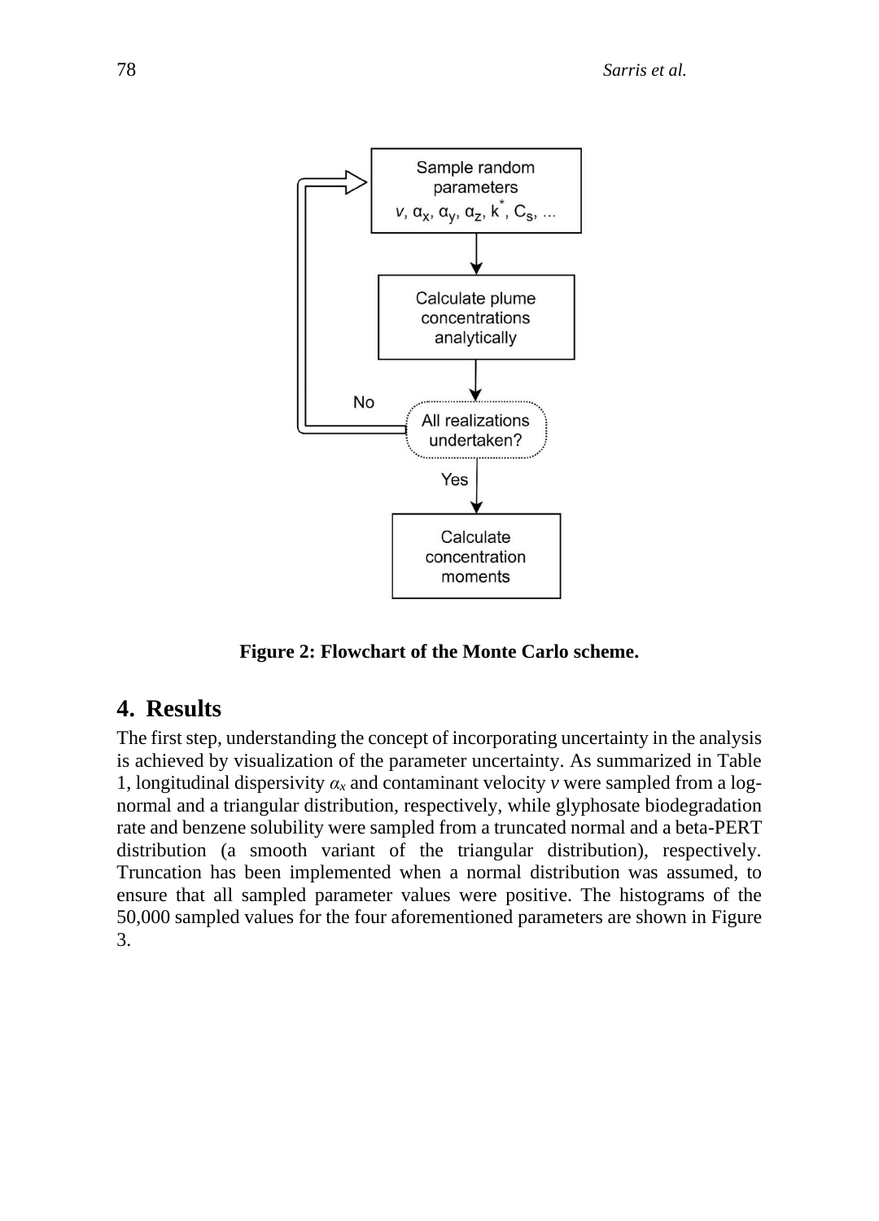Figure 2: Flowchart of the Monte Carlo scheme.

## 4. Results

The first step, understanding the concept of incorporating uncertainty in the analysis is achieved by visualization of the parameter uncertainty. As summarized in Table 1, longitudinal dispersivity $\alpha_x$ and contaminant velocity $v$ were sampled from a log-normal and a triangular distribution, respectively, while glyphosate biodegradation rate and benzene solubility were sampled from a truncated normal and a beta-PERT distribution (a smooth variant of the triangular distribution), respectively. Truncation has been implemented when a normal distribution was assumed, to ensure that all sampled parameter values were positive. The histograms of the 50,000 sampled values for the four aforementioned parameters are shown in Figure 3.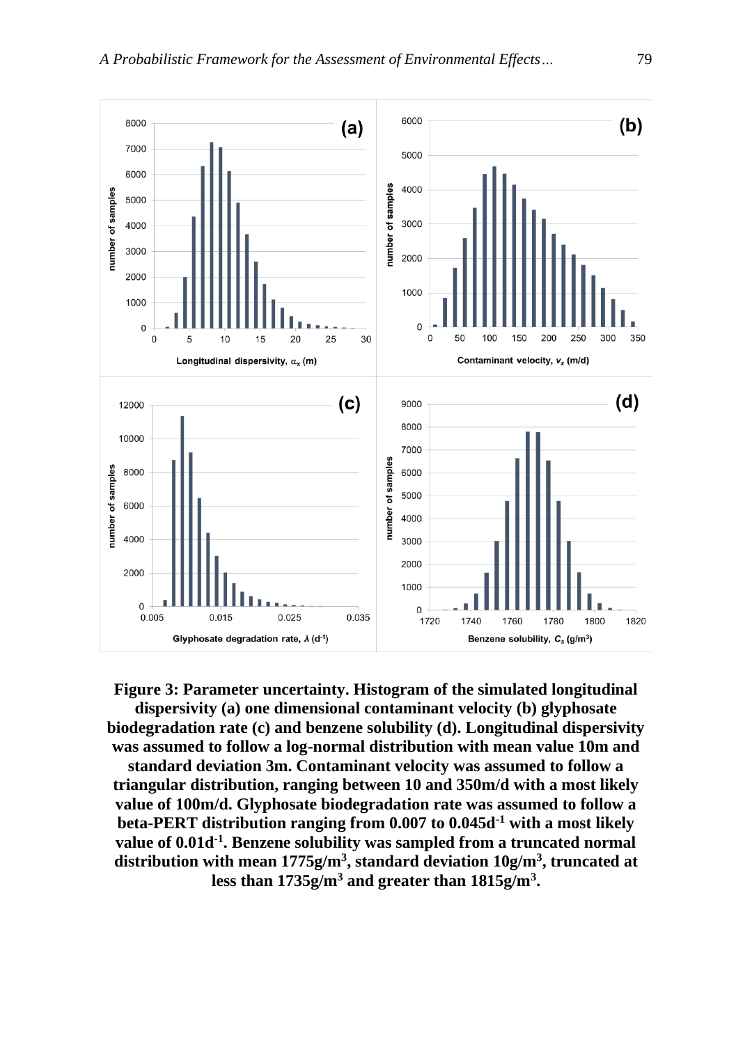**Figure 3: Parameter uncertainty. Histogram of the simulated longitudinal dispersivity (a) one dimensional contaminant velocity (b) glyphosate biodegradation rate (c) and benzene solubility (d). Longitudinal dispersivity was assumed to follow a log-normal distribution with mean value 10m and standard deviation 3m. Contaminant velocity was assumed to follow a triangular distribution, ranging between 10 and 350m/d with a most likely value of 100m/d. Glyphosate biodegradation rate was assumed to follow a beta-PERT distribution ranging from 0.007 to 0.045d$^{-1}$ with a most likely value of 0.01d$^{-1}$. Benzene solubility was sampled from a truncated normal distribution with mean 1775g/m$^3$, standard deviation 10g/m$^3$, truncated at less than 1735g/m$^3$ and greater than 1815g/m$^3$.**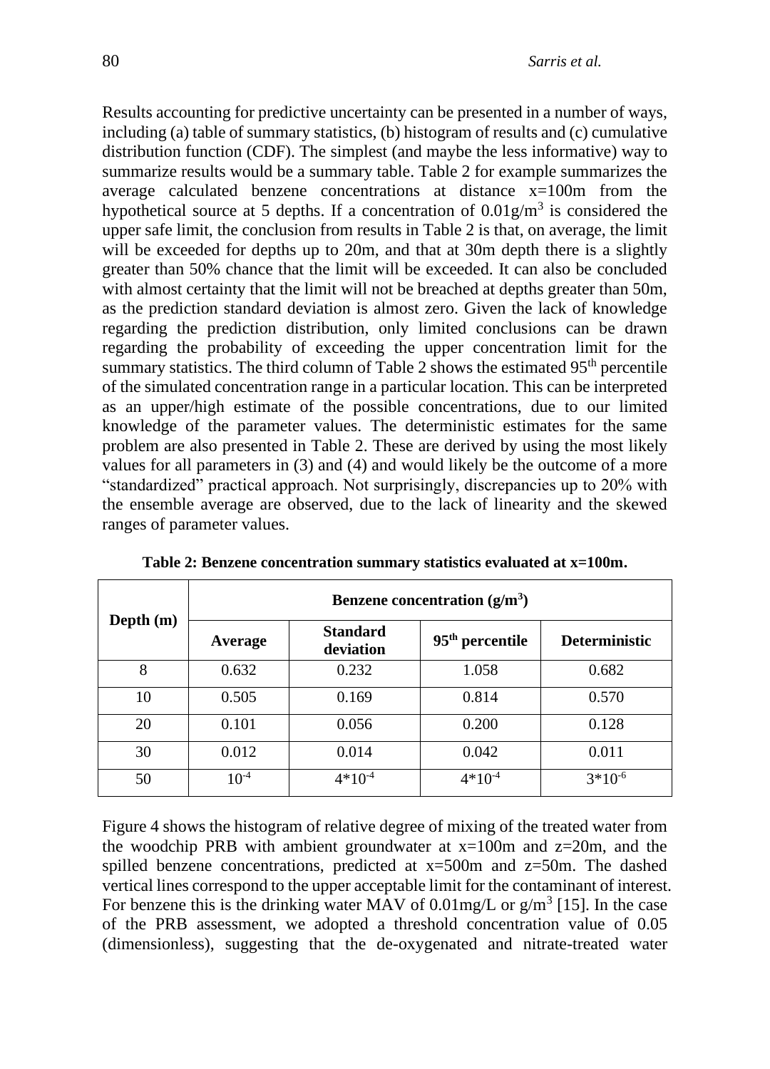Results accounting for predictive uncertainty can be presented in a number of ways, including (a) table of summary statistics, (b) histogram of results and (c) cumulative distribution function (CDF). The simplest (and maybe the less informative) way to summarize results would be a summary table. Table 2 for example summarizes the average calculated benzene concentrations at distance x=100m from the hypothetical source at 5 depths. If a concentration of $0.01g/m^3$ is considered the upper safe limit, the conclusion from results in Table 2 is that, on average, the limit will be exceeded for depths up to 20m, and that at 30m depth there is a slightly greater than 50% chance that the limit will be exceeded. It can also be concluded with almost certainty that the limit will not be breached at depths greater than 50m, as the prediction standard deviation is almost zero. Given the lack of knowledge regarding the prediction distribution, only limited conclusions can be drawn regarding the probability of exceeding the upper concentration limit for the summary statistics. The third column of Table 2 shows the estimated 95th percentile of the simulated concentration range in a particular location. This can be interpreted as an upper/high estimate of the possible concentrations, due to our limited knowledge of the parameter values. The deterministic estimates for the same problem are also presented in Table 2. These are derived by using the most likely values for all parameters in (3) and (4) and would likely be the outcome of a more "standardized" practical approach. Not surprisingly, discrepancies up to 20% with the ensemble average are observed, due to the lack of linearity and the skewed ranges of parameter values.

**Table 2: Benzene concentration summary statistics evaluated at x=100m.**

| Depth (m) | Benzene concentration ($g/m^3$) | | | |
|---|---|---|---|---|
| | Average | Standard deviation | 95th percentile | Deterministic |
| 8 | 0.632 | 0.232 | 1.058 | 0.682 |
| 10 | 0.505 | 0.169 | 0.814 | 0.570 |
| 20 | 0.101 | 0.056 | 0.200 | 0.128 |
| 30 | 0.012 | 0.014 | 0.042 | 0.011 |
| 50 | $10^{-4}$ | $4*10^{-4}$ | $4*10^{-4}$ | $3*10^{-6}$ |

Figure 4 shows the histogram of relative degree of mixing of the treated water from the woodchip PRB with ambient groundwater at x=100m and z=20m, and the spilled benzene concentrations, predicted at x=500m and z=50m. The dashed vertical lines correspond to the upper acceptable limit for the contaminant of interest. For benzene this is the drinking water MAV of 0.01mg/L or $g/m^3$ [15]. In the case of the PRB assessment, we adopted a threshold concentration value of 0.05 (dimensionless), suggesting that the de-oxygenated and nitrate-treated water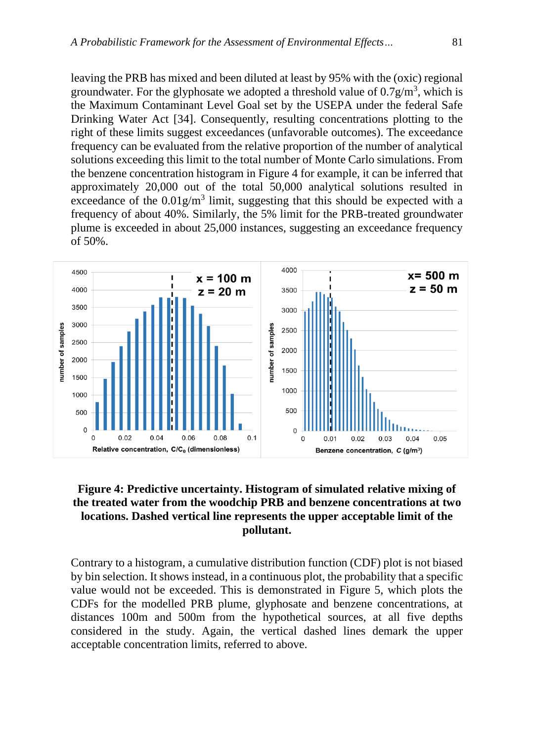leaving the PRB has mixed and been diluted at least by 95% with the (oxic) regional groundwater. For the glyphosate we adopted a threshold value of 0.7g/m$^3$, which is the Maximum Contaminant Level Goal set by the USEPA under the federal Safe Drinking Water Act [34]. Consequently, resulting concentrations plotting to the right of these limits suggest exceedances (unfavorable outcomes). The exceedance frequency can be evaluated from the relative proportion of the number of analytical solutions exceeding this limit to the total number of Monte Carlo simulations. From the benzene concentration histogram in Figure 4 for example, it can be inferred that approximately 20,000 out of the total 50,000 analytical solutions resulted in exceedance of the 0.01g/m$^3$ limit, suggesting that this should be expected with a frequency of about 40%. Similarly, the 5% limit for the PRB-treated groundwater plume is exceeded in about 25,000 instances, suggesting an exceedance frequency of 50%.

**Figure 4: Predictive uncertainty. Histogram of simulated relative mixing of the treated water from the woodchip PRB and benzene concentrations at two locations. Dashed vertical line represents the upper acceptable limit of the pollutant.**

Contrary to a histogram, a cumulative distribution function (CDF) plot is not biased by bin selection. It shows instead, in a continuous plot, the probability that a specific value would not be exceeded. This is demonstrated in Figure 5, which plots the CDFs for the modelled PRB plume, glyphosate and benzene concentrations, at distances 100m and 500m from the hypothetical sources, at all five depths considered in the study. Again, the vertical dashed lines demark the upper acceptable concentration limits, referred to above.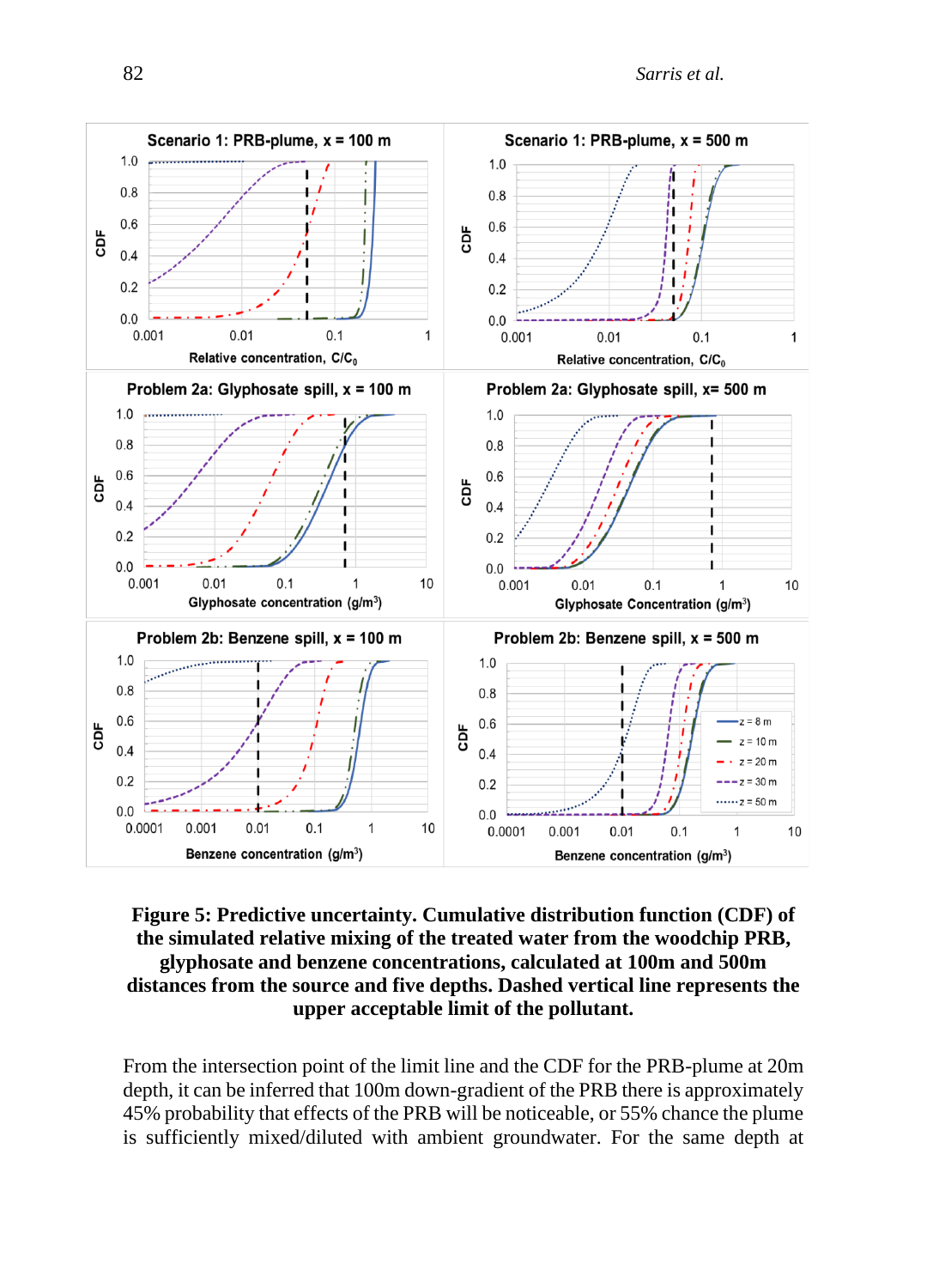**Figure 5: Predictive uncertainty. Cumulative distribution function (CDF) of the simulated relative mixing of the treated water from the woodchip PRB, glyphosate and benzene concentrations, calculated at 100m and 500m distances from the source and five depths. Dashed vertical line represents the upper acceptable limit of the pollutant.**

From the intersection point of the limit line and the CDF for the PRB-plume at 20m depth, it can be inferred that 100m down-gradient of the PRB there is approximately 45% probability that effects of the PRB will be noticeable, or 55% chance the plume is sufficiently mixed/diluted with ambient groundwater. For the same depth at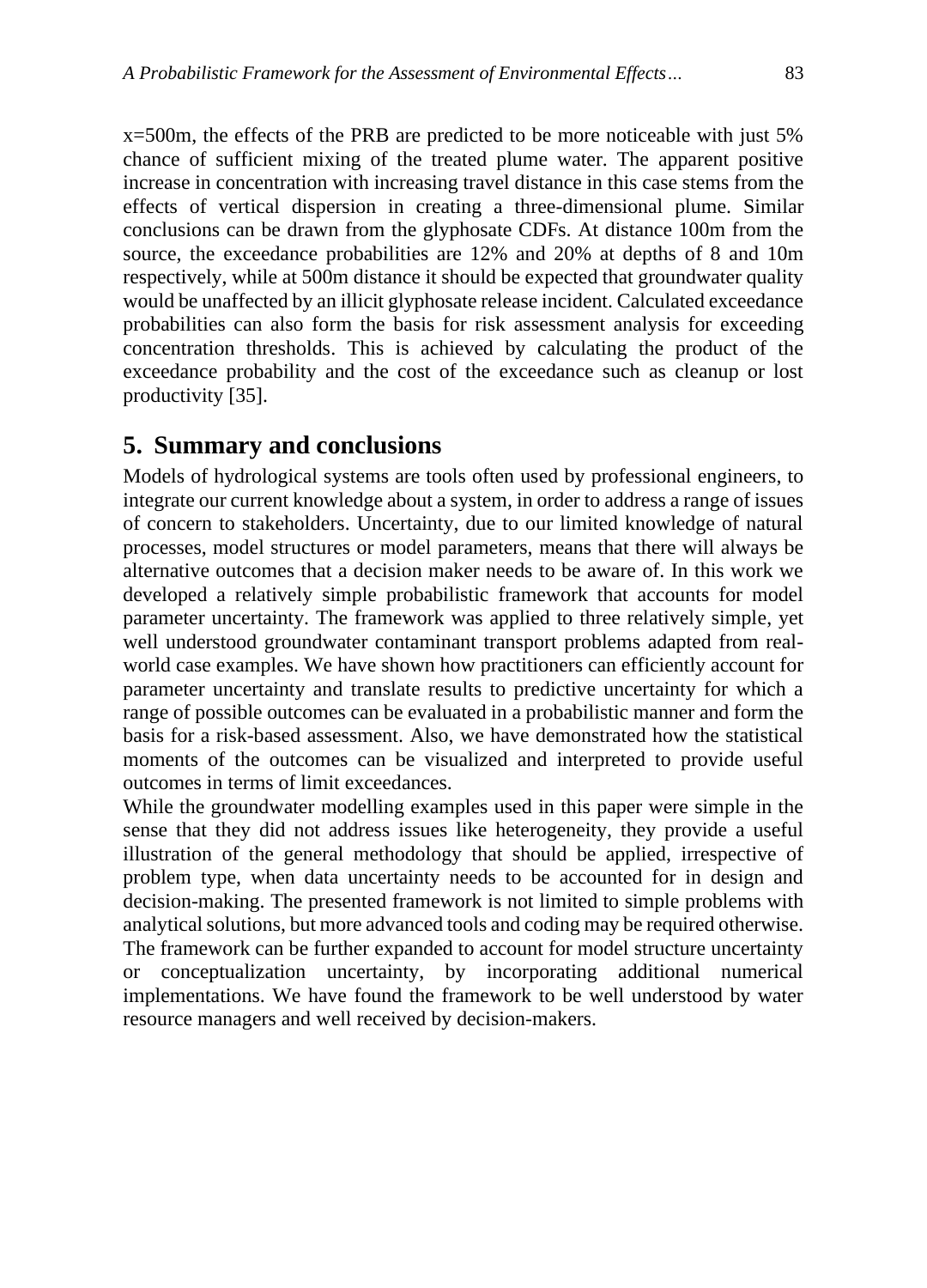x=500m, the effects of the PRB are predicted to be more noticeable with just 5% chance of sufficient mixing of the treated plume water. The apparent positive increase in concentration with increasing travel distance in this case stems from the effects of vertical dispersion in creating a three-dimensional plume. Similar conclusions can be drawn from the glyphosate CDFs. At distance 100m from the source, the exceedance probabilities are 12% and 20% at depths of 8 and 10m respectively, while at 500m distance it should be expected that groundwater quality would be unaffected by an illicit glyphosate release incident. Calculated exceedance probabilities can also form the basis for risk assessment analysis for exceeding concentration thresholds. This is achieved by calculating the product of the exceedance probability and the cost of the exceedance such as cleanup or lost productivity [35].

## 5. Summary and conclusions

Models of hydrological systems are tools often used by professional engineers, to integrate our current knowledge about a system, in order to address a range of issues of concern to stakeholders. Uncertainty, due to our limited knowledge of natural processes, model structures or model parameters, means that there will always be alternative outcomes that a decision maker needs to be aware of. In this work we developed a relatively simple probabilistic framework that accounts for model parameter uncertainty. The framework was applied to three relatively simple, yet well understood groundwater contaminant transport problems adapted from real-world case examples. We have shown how practitioners can efficiently account for parameter uncertainty and translate results to predictive uncertainty for which a range of possible outcomes can be evaluated in a probabilistic manner and form the basis for a risk-based assessment. Also, we have demonstrated how the statistical moments of the outcomes can be visualized and interpreted to provide useful outcomes in terms of limit exceedances.

While the groundwater modelling examples used in this paper were simple in the sense that they did not address issues like heterogeneity, they provide a useful illustration of the general methodology that should be applied, irrespective of problem type, when data uncertainty needs to be accounted for in design and decision-making. The presented framework is not limited to simple problems with analytical solutions, but more advanced tools and coding may be required otherwise. The framework can be further expanded to account for model structure uncertainty or conceptualization uncertainty, by incorporating additional numerical implementations. We have found the framework to be well understood by water resource managers and well received by decision-makers.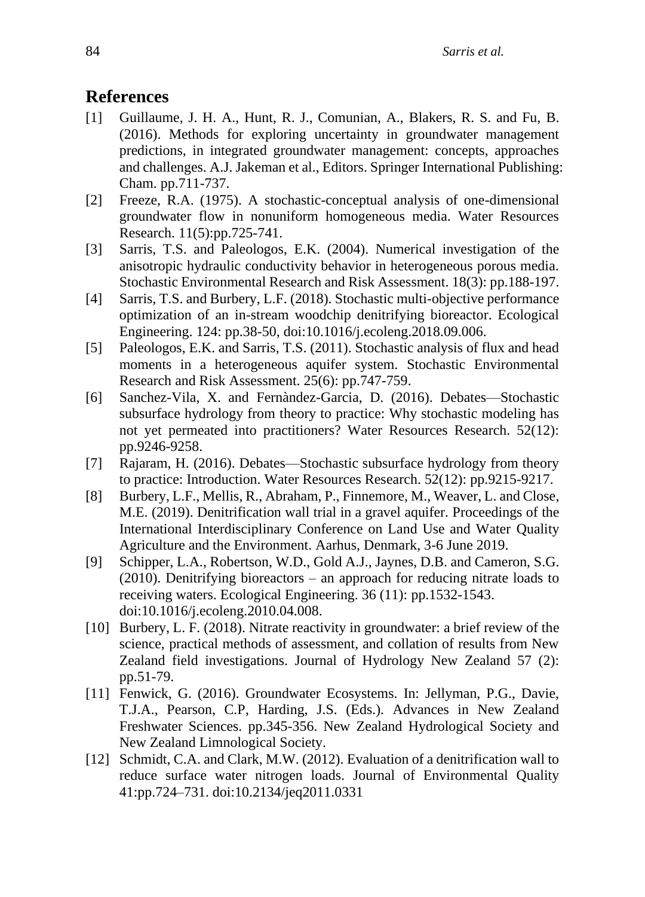## References

[1] Guillaume, J. H. A., Hunt, R. J., Comunian, A., Blakers, R. S. and Fu, B. (2016). Methods for exploring uncertainty in groundwater management predictions, in integrated groundwater management: concepts, approaches and challenges. A.J. Jakeman et al., Editors. Springer International Publishing: Cham. pp.711-737.

[2] Freeze, R.A. (1975). A stochastic-conceptual analysis of one-dimensional groundwater flow in nonuniform homogeneous media. Water Resources Research. 11(5):pp.725-741.

[3] Sarris, T.S. and Paleologos, E.K. (2004). Numerical investigation of the anisotropic hydraulic conductivity behavior in heterogeneous porous media. Stochastic Environmental Research and Risk Assessment. 18(3): pp.188-197.

[4] Sarris, T.S. and Burbery, L.F. (2018). Stochastic multi-objective performance optimization of an in-stream woodchip denitrifying bioreactor. Ecological Engineering. 124: pp.38-50, doi:10.1016/j.ecoleng.2018.09.006.

[5] Paleologos, E.K. and Sarris, T.S. (2011). Stochastic analysis of flux and head moments in a heterogeneous aquifer system. Stochastic Environmental Research and Risk Assessment. 25(6): pp.747-759.

[6] Sanchez-Vila, X. and Fernàndez-Garcia, D. (2016). Debates—Stochastic subsurface hydrology from theory to practice: Why stochastic modeling has not yet permeated into practitioners? Water Resources Research. 52(12): pp.9246-9258.

[7] Rajaram, H. (2016). Debates—Stochastic subsurface hydrology from theory to practice: Introduction. Water Resources Research. 52(12): pp.9215-9217.

[8] Burbery, L.F., Mellis, R., Abraham, P., Finnemore, M., Weaver, L. and Close, M.E. (2019). Denitrification wall trial in a gravel aquifer. Proceedings of the International Interdisciplinary Conference on Land Use and Water Quality Agriculture and the Environment. Aarhus, Denmark, 3-6 June 2019.

[9] Schipper, L.A., Robertson, W.D., Gold A.J., Jaynes, D.B. and Cameron, S.G. (2010). Denitrifying bioreactors – an approach for reducing nitrate loads to receiving waters. Ecological Engineering. 36 (11): pp.1532-1543. doi:10.1016/j.ecoleng.2010.04.008.

[10] Burbery, L. F. (2018). Nitrate reactivity in groundwater: a brief review of the science, practical methods of assessment, and collation of results from New Zealand field investigations. Journal of Hydrology New Zealand 57 (2): pp.51-79.

[11] Fenwick, G. (2016). Groundwater Ecosystems. In: Jellyman, P.G., Davie, T.J.A., Pearson, C.P, Harding, J.S. (Eds.). Advances in New Zealand Freshwater Sciences. pp.345-356. New Zealand Hydrological Society and New Zealand Limnological Society.

[12] Schmidt, C.A. and Clark, M.W. (2012). Evaluation of a denitrification wall to reduce surface water nitrogen loads. Journal of Environmental Quality 41:pp.724–731. doi:10.2134/jeq2011.0331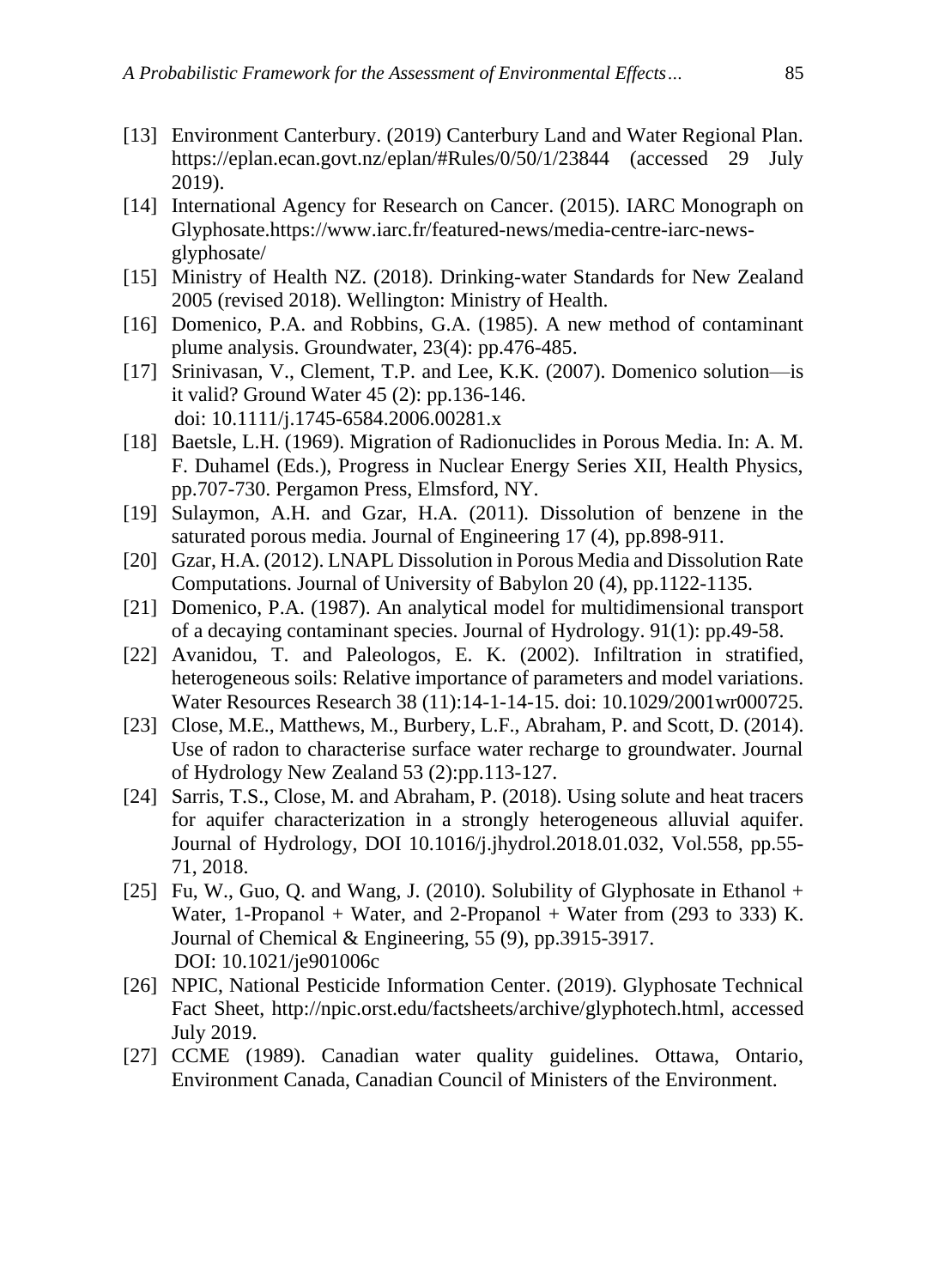[13] Environment Canterbury. (2019) Canterbury Land and Water Regional Plan. https://eplan.ecan.govt.nz/eplan/#Rules/0/50/1/23844 (accessed 29 July 2019).

[14] International Agency for Research on Cancer. (2015). IARC Monograph on Glyphosate.https://www.iarc.fr/featured-news/media-centre-iarc-news-glyphosate/

[15] Ministry of Health NZ. (2018). Drinking-water Standards for New Zealand 2005 (revised 2018). Wellington: Ministry of Health.

[16] Domenico, P.A. and Robbins, G.A. (1985). A new method of contaminant plume analysis. Groundwater, 23(4): pp.476-485.

[17] Srinivasan, V., Clement, T.P. and Lee, K.K. (2007). Domenico solution—is it valid? Ground Water 45 (2): pp.136-146. doi: 10.1111/j.1745-6584.2006.00281.x

[18] Baetsle, L.H. (1969). Migration of Radionuclides in Porous Media. In: A. M. F. Duhamel (Eds.), Progress in Nuclear Energy Series XII, Health Physics, pp.707-730. Pergamon Press, Elmsford, NY.

[19] Sulaymon, A.H. and Gzar, H.A. (2011). Dissolution of benzene in the saturated porous media. Journal of Engineering 17 (4), pp.898-911.

[20] Gzar, H.A. (2012). LNAPL Dissolution in Porous Media and Dissolution Rate Computations. Journal of University of Babylon 20 (4), pp.1122-1135.

[21] Domenico, P.A. (1987). An analytical model for multidimensional transport of a decaying contaminant species. Journal of Hydrology. 91(1): pp.49-58.

[22] Avanidou, T. and Paleologos, E. K. (2002). Infiltration in stratified, heterogeneous soils: Relative importance of parameters and model variations. Water Resources Research 38 (11):14-1-14-15. doi: 10.1029/2001wr000725.

[23] Close, M.E., Matthews, M., Burbery, L.F., Abraham, P. and Scott, D. (2014). Use of radon to characterise surface water recharge to groundwater. Journal of Hydrology New Zealand 53 (2):pp.113-127.

[24] Sarris, T.S., Close, M. and Abraham, P. (2018). Using solute and heat tracers for aquifer characterization in a strongly heterogeneous alluvial aquifer. Journal of Hydrology, DOI 10.1016/j.jhydrol.2018.01.032, Vol.558, pp.55-71, 2018.

[25] Fu, W., Guo, Q. and Wang, J. (2010). Solubility of Glyphosate in Ethanol + Water, 1-Propanol + Water, and 2-Propanol + Water from (293 to 333) K. Journal of Chemical & Engineering, 55 (9), pp.3915-3917. DOI: 10.1021/je901006c

[26] NPIC, National Pesticide Information Center. (2019). Glyphosate Technical Fact Sheet, http://npic.orst.edu/factsheets/archive/glyphotech.html, accessed July 2019.

[27] CCME (1989). Canadian water quality guidelines. Ottawa, Ontario, Environment Canada, Canadian Council of Ministers of the Environment.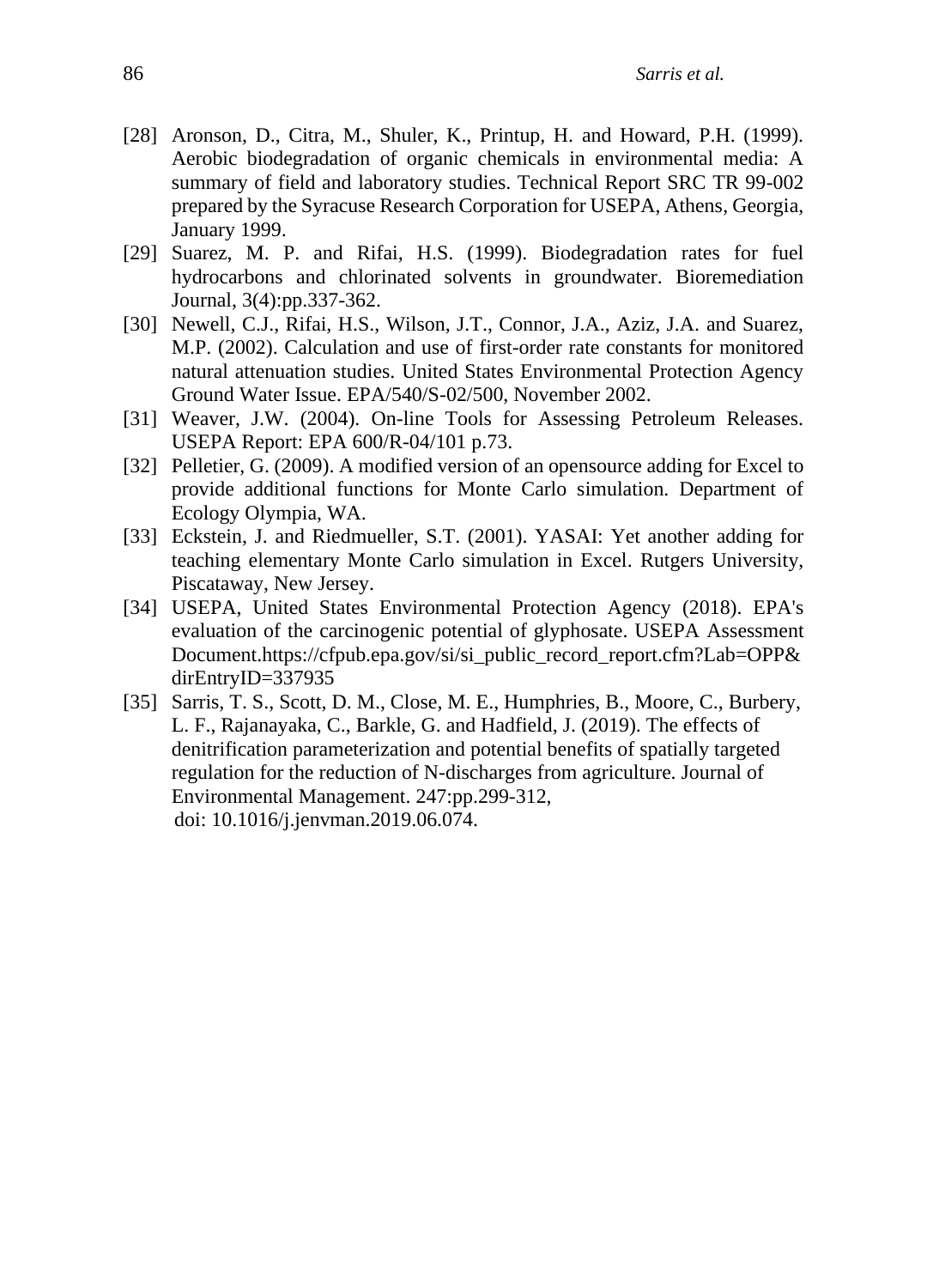[28] Aronson, D., Citra, M., Shuler, K., Printup, H. and Howard, P.H. (1999). Aerobic biodegradation of organic chemicals in environmental media: A summary of field and laboratory studies. Technical Report SRC TR 99-002 prepared by the Syracuse Research Corporation for USEPA, Athens, Georgia, January 1999.

[29] Suarez, M. P. and Rifai, H.S. (1999). Biodegradation rates for fuel hydrocarbons and chlorinated solvents in groundwater. Bioremediation Journal, 3(4):pp.337-362.

[30] Newell, C.J., Rifai, H.S., Wilson, J.T., Connor, J.A., Aziz, J.A. and Suarez, M.P. (2002). Calculation and use of first-order rate constants for monitored natural attenuation studies. United States Environmental Protection Agency Ground Water Issue. EPA/540/S-02/500, November 2002.

[31] Weaver, J.W. (2004). On-line Tools for Assessing Petroleum Releases. USEPA Report: EPA 600/R-04/101 p.73.

[32] Pelletier, G. (2009). A modified version of an opensource adding for Excel to provide additional functions for Monte Carlo simulation. Department of Ecology Olympia, WA.

[33] Eckstein, J. and Riedmueller, S.T. (2001). YASAI: Yet another adding for teaching elementary Monte Carlo simulation in Excel. Rutgers University, Piscataway, New Jersey.

[34] USEPA, United States Environmental Protection Agency (2018). EPA's evaluation of the carcinogenic potential of glyphosate. USEPA Assessment Document.https://cfpub.epa.gov/si/si_public_record_report.cfm?Lab=OPP&dirEntryID=337935

[35] Sarris, T. S., Scott, D. M., Close, M. E., Humphries, B., Moore, C., Burbery, L. F., Rajanayaka, C., Barkle, G. and Hadfield, J. (2019). The effects of denitrification parameterization and potential benefits of spatially targeted regulation for the reduction of N-discharges from agriculture. Journal of Environmental Management. 247:pp.299-312, doi: 10.1016/j.jenvman.2019.06.074.